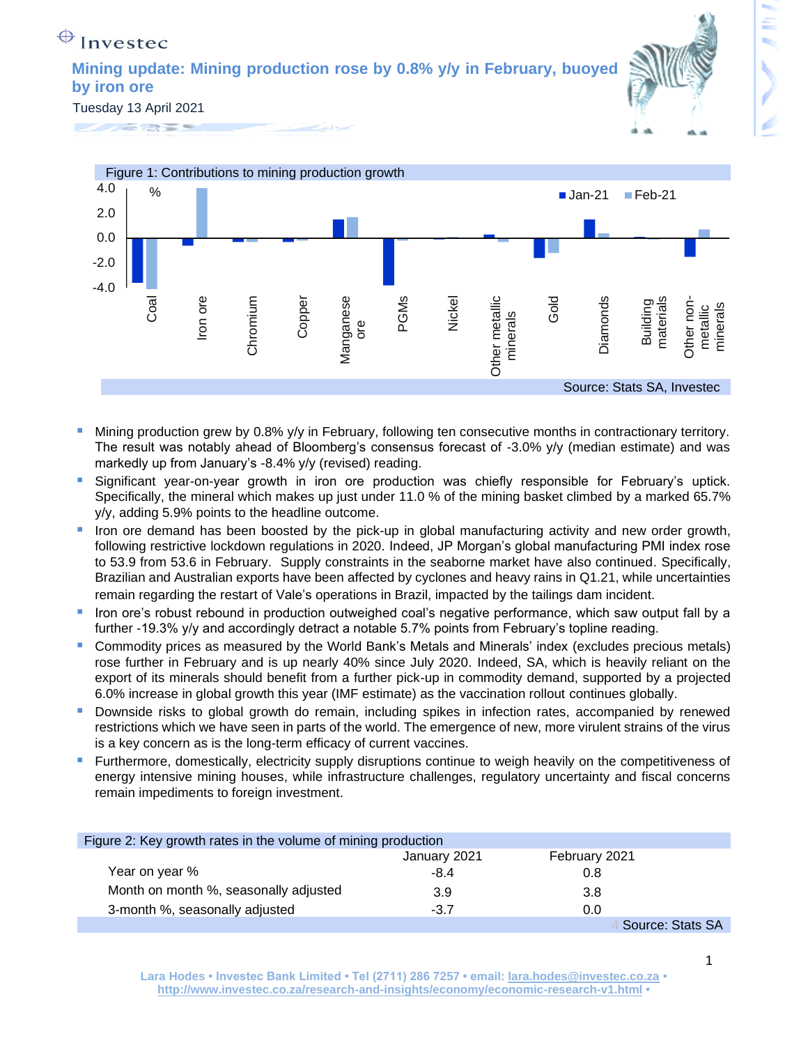Investec

# Mining update: Mining production rose by 0.8% y/y in February, buoyed by iron ore

Tuesday 13 April 2021

Figure 1: Contributions to mining production growth

Source: Stats SA, Investec

- Mining production grew by 0.8% y/y in February, following ten consecutive months in contractionary territory. The result was notably ahead of Bloomberg's consensus forecast of -3.0% y/y (median estimate) and was markedly up from January's -8.4% y/y (revised) reading.
- Significant year-on-year growth in iron ore production was chiefly responsible for February's uptick. Specifically, the mineral which makes up just under 11.0 % of the mining basket climbed by a marked 65.7% y/y, adding 5.9% points to the headline outcome.
- Iron ore demand has been boosted by the pick-up in global manufacturing activity and new order growth, following restrictive lockdown regulations in 2020. Indeed, JP Morgan's global manufacturing PMI index rose to 53.9 from 53.6 in February. Supply constraints in the seaborne market have also continued. Specifically, Brazilian and Australian exports have been affected by cyclones and heavy rains in Q1.21, while uncertainties remain regarding the restart of Vale's operations in Brazil, impacted by the tailings dam incident.
- Iron ore's robust rebound in production outweighed coal's negative performance, which saw output fall by a further -19.3% y/y and accordingly detract a notable 5.7% points from February's topline reading.
- Commodity prices as measured by the World Bank's Metals and Minerals' index (excludes precious metals) rose further in February and is up nearly 40% since July 2020. Indeed, SA, which is heavily reliant on the export of its minerals should benefit from a further pick-up in commodity demand, supported by a projected 6.0% increase in global growth this year (IMF estimate) as the vaccination rollout continues globally.
- Downside risks to global growth do remain, including spikes in infection rates, accompanied by renewed restrictions which we have seen in parts of the world. The emergence of new, more virulent strains of the virus is a key concern as is the long-term efficacy of current vaccines.
- Furthermore, domestically, electricity supply disruptions continue to weigh heavily on the competitiveness of energy intensive mining houses, while infrastructure challenges, regulatory uncertainty and fiscal concerns remain impediments to foreign investment.

Figure 2: Key growth rates in the volume of mining production

| | January 2021 | February 2021 |
|---|---|---|
| Year on year % | -8.4 | 0.8 |
| Month on month %, seasonally adjusted | 3.9 | 3.8 |
| 3-month %, seasonally adjusted | -3.7 | 0.0 |

Source: Stats SA

Lara Hodes • Investec Bank Limited • Tel (2711) 286 7257 • email: lara.hodes@investec.co.za • http://www.investec.co.za/research-and-insights/economy/economic-research-v1.html •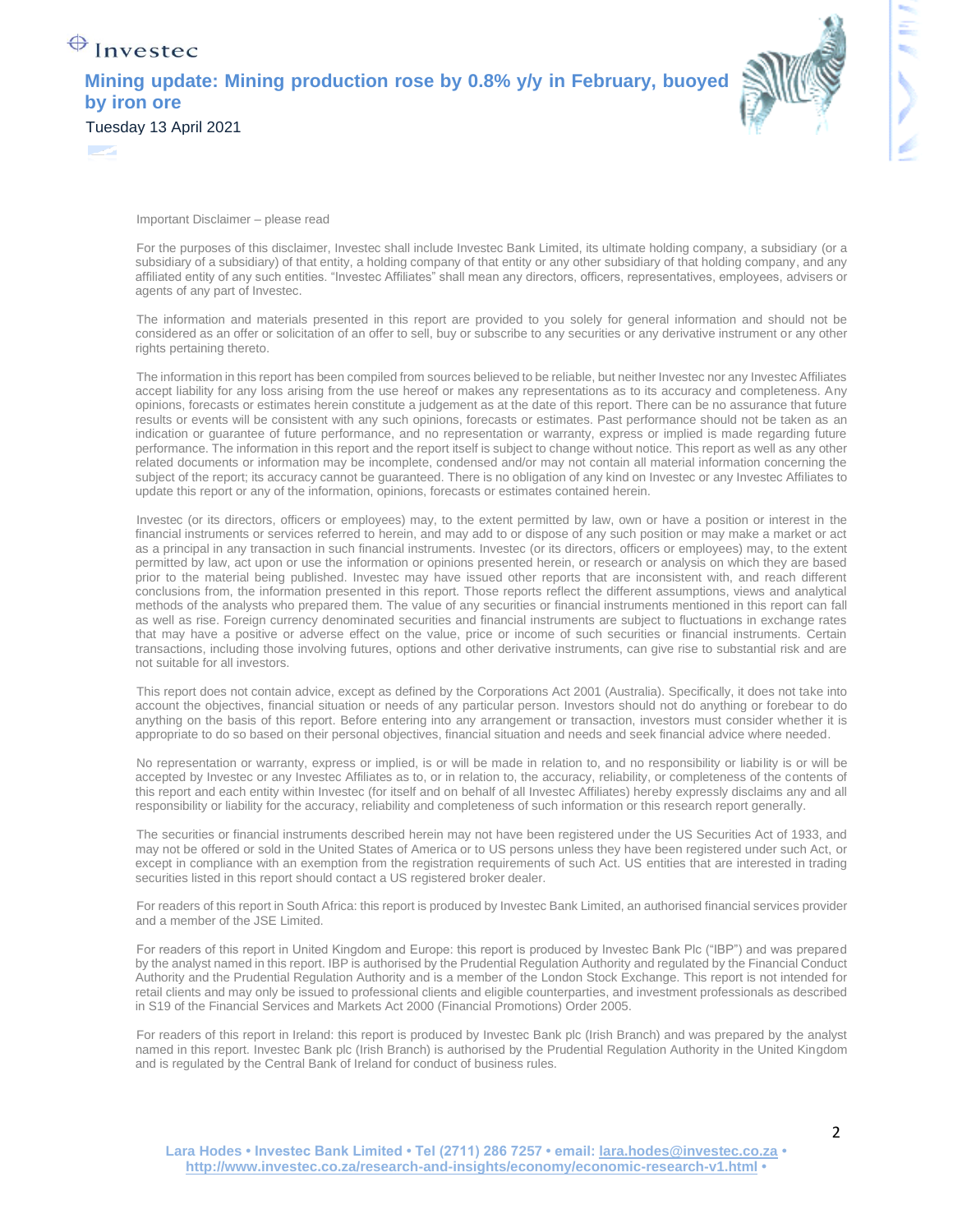Important Disclaimer – please read

For the purposes of this disclaimer, Investec shall include Investec Bank Limited, its ultimate holding company, a subsidiary (or a subsidiary of a subsidiary) of that entity, a holding company of that entity or any other subsidiary of that holding company, and any affiliated entity of any such entities. "Investec Affiliates" shall mean any directors, officers, representatives, employees, advisers or agents of any part of Investec.

The information and materials presented in this report are provided to you solely for general information and should not be considered as an offer or solicitation of an offer to sell, buy or subscribe to any securities or any derivative instrument or any other rights pertaining thereto.

The information in this report has been compiled from sources believed to be reliable, but neither Investec nor any Investec Affiliates accept liability for any loss arising from the use hereof or makes any representations as to its accuracy and completeness. Any opinions, forecasts or estimates herein constitute a judgement as at the date of this report. There can be no assurance that future results or events will be consistent with any such opinions, forecasts or estimates. Past performance should not be taken as an indication or guarantee of future performance, and no representation or warranty, express or implied is made regarding future performance. The information in this report and the report itself is subject to change without notice. This report as well as any other related documents or information may be incomplete, condensed and/or may not contain all material information concerning the subject of the report; its accuracy cannot be guaranteed. There is no obligation of any kind on Investec or any Investec Affiliates to update this report or any of the information, opinions, forecasts or estimates contained herein.

Investec (or its directors, officers or employees) may, to the extent permitted by law, own or have a position or interest in the financial instruments or services referred to herein, and may add to or dispose of any such position or may make a market or act as a principal in any transaction in such financial instruments. Investec (or its directors, officers or employees) may, to the extent permitted by law, act upon or use the information or opinions presented herein, or research or analysis on which they are based prior to the material being published. Investec may have issued other reports that are inconsistent with, and reach different conclusions from, the information presented in this report. Those reports reflect the different assumptions, views and analytical methods of the analysts who prepared them. The value of any securities or financial instruments mentioned in this report can fall as well as rise. Foreign currency denominated securities and financial instruments are subject to fluctuations in exchange rates that may have a positive or adverse effect on the value, price or income of such securities or financial instruments. Certain transactions, including those involving futures, options and other derivative instruments, can give rise to substantial risk and are not suitable for all investors.

This report does not contain advice, except as defined by the Corporations Act 2001 (Australia). Specifically, it does not take into account the objectives, financial situation or needs of any particular person. Investors should not do anything or forebear to do anything on the basis of this report. Before entering into any arrangement or transaction, investors must consider whether it is appropriate to do so based on their personal objectives, financial situation and needs and seek financial advice where needed.

No representation or warranty, express or implied, is or will be made in relation to, and no responsibility or liability is or will be accepted by Investec or any Investec Affiliates as to, or in relation to, the accuracy, reliability, or completeness of the contents of this report and each entity within Investec (for itself and on behalf of all Investec Affiliates) hereby expressly disclaims any and all responsibility or liability for the accuracy, reliability and completeness of such information or this research report generally.

The securities or financial instruments described herein may not have been registered under the US Securities Act of 1933, and may not be offered or sold in the United States of America or to US persons unless they have been registered under such Act, or except in compliance with an exemption from the registration requirements of such Act. US entities that are interested in trading securities listed in this report should contact a US registered broker dealer.

For readers of this report in South Africa: this report is produced by Investec Bank Limited, an authorised financial services provider and a member of the JSE Limited.

For readers of this report in United Kingdom and Europe: this report is produced by Investec Bank Plc ("IBP") and was prepared by the analyst named in this report. IBP is authorised by the Prudential Regulation Authority and regulated by the Financial Conduct Authority and the Prudential Regulation Authority and is a member of the London Stock Exchange. This report is not intended for retail clients and may only be issued to professional clients and eligible counterparties, and investment professionals as described in S19 of the Financial Services and Markets Act 2000 (Financial Promotions) Order 2005.

For readers of this report in Ireland: this report is produced by Investec Bank plc (Irish Branch) and was prepared by the analyst named in this report. Investec Bank plc (Irish Branch) is authorised by the Prudential Regulation Authority in the United Kingdom and is regulated by the Central Bank of Ireland for conduct of business rules.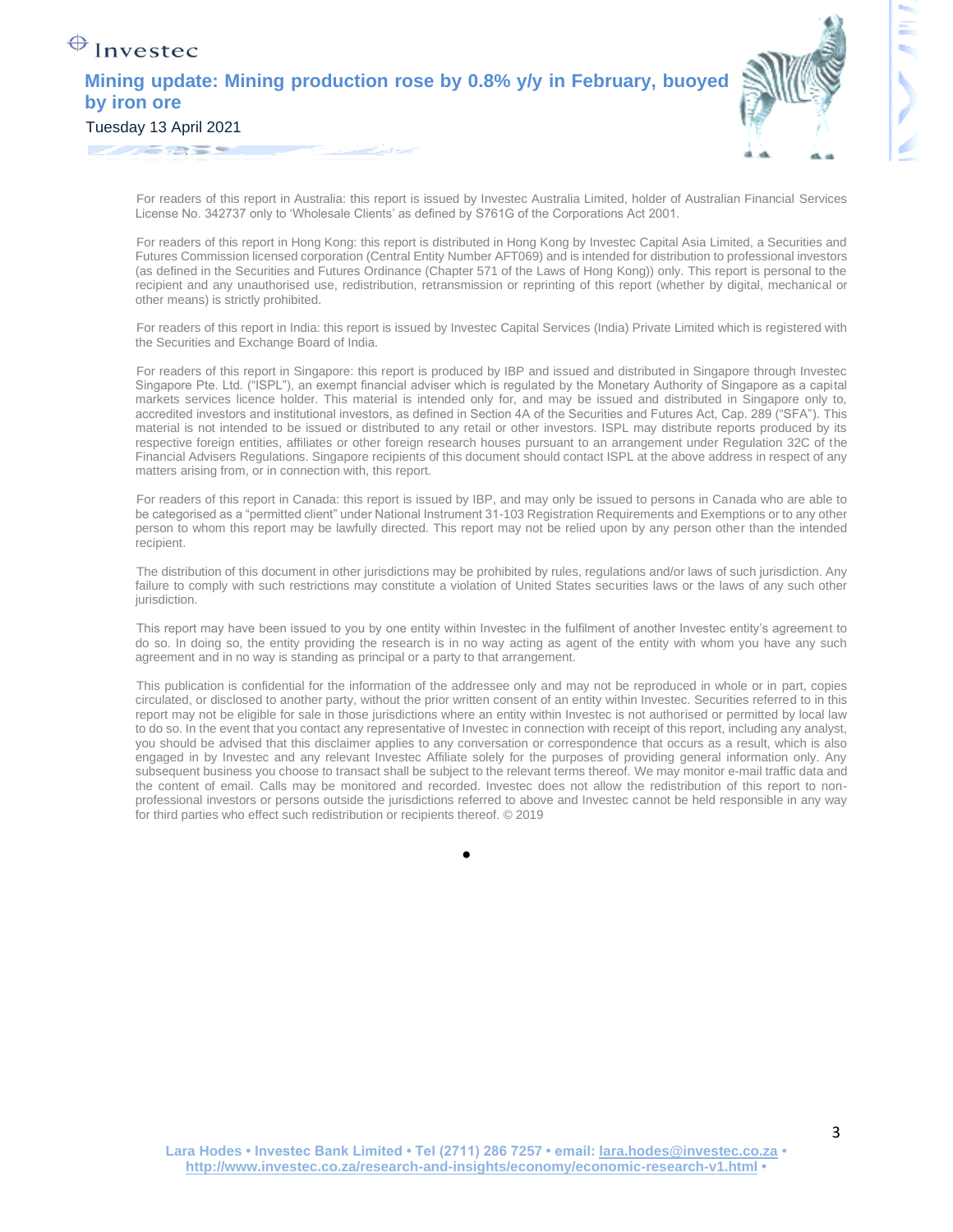For readers of this report in Australia: this report is issued by Investec Australia Limited, holder of Australian Financial Services License No. 342737 only to 'Wholesale Clients' as defined by S761G of the Corporations Act 2001.

For readers of this report in Hong Kong: this report is distributed in Hong Kong by Investec Capital Asia Limited, a Securities and Futures Commission licensed corporation (Central Entity Number AFT069) and is intended for distribution to professional investors (as defined in the Securities and Futures Ordinance (Chapter 571 of the Laws of Hong Kong)) only. This report is personal to the recipient and any unauthorised use, redistribution, retransmission or reprinting of this report (whether by digital, mechanical or other means) is strictly prohibited.

For readers of this report in India: this report is issued by Investec Capital Services (India) Private Limited which is registered with the Securities and Exchange Board of India.

For readers of this report in Singapore: this report is produced by IBP and issued and distributed in Singapore through Investec Singapore Pte. Ltd. ("ISPL"), an exempt financial adviser which is regulated by the Monetary Authority of Singapore as a capital markets services licence holder. This material is intended only for, and may be issued and distributed in Singapore only to, accredited investors and institutional investors, as defined in Section 4A of the Securities and Futures Act, Cap. 289 ("SFA"). This material is not intended to be issued or distributed to any retail or other investors. ISPL may distribute reports produced by its respective foreign entities, affiliates or other foreign research houses pursuant to an arrangement under Regulation 32C of the Financial Advisers Regulations. Singapore recipients of this document should contact ISPL at the above address in respect of any matters arising from, or in connection with, this report.

For readers of this report in Canada: this report is issued by IBP, and may only be issued to persons in Canada who are able to be categorised as a "permitted client" under National Instrument 31-103 Registration Requirements and Exemptions or to any other person to whom this report may be lawfully directed. This report may not be relied upon by any person other than the intended recipient.

The distribution of this document in other jurisdictions may be prohibited by rules, regulations and/or laws of such jurisdiction. Any failure to comply with such restrictions may constitute a violation of United States securities laws or the laws of any such other jurisdiction.

This report may have been issued to you by one entity within Investec in the fulfilment of another Investec entity's agreement to do so. In doing so, the entity providing the research is in no way acting as agent of the entity with whom you have any such agreement and in no way is standing as principal or a party to that arrangement.

This publication is confidential for the information of the addressee only and may not be reproduced in whole or in part, copies circulated, or disclosed to another party, without the prior written consent of an entity within Investec. Securities referred to in this report may not be eligible for sale in those jurisdictions where an entity within Investec is not authorised or permitted by local law to do so. In the event that you contact any representative of Investec in connection with receipt of this report, including any analyst, you should be advised that this disclaimer applies to any conversation or correspondence that occurs as a result, which is also engaged in by Investec and any relevant Investec Affiliate solely for the purposes of providing general information only. Any subsequent business you choose to transact shall be subject to the relevant terms thereof. We may monitor e-mail traffic data and the content of email. Calls may be monitored and recorded. Investec does not allow the redistribution of this report to non-professional investors or persons outside the jurisdictions referred to above and Investec cannot be held responsible in any way for third parties who effect such redistribution or recipients thereof. © 2019

•